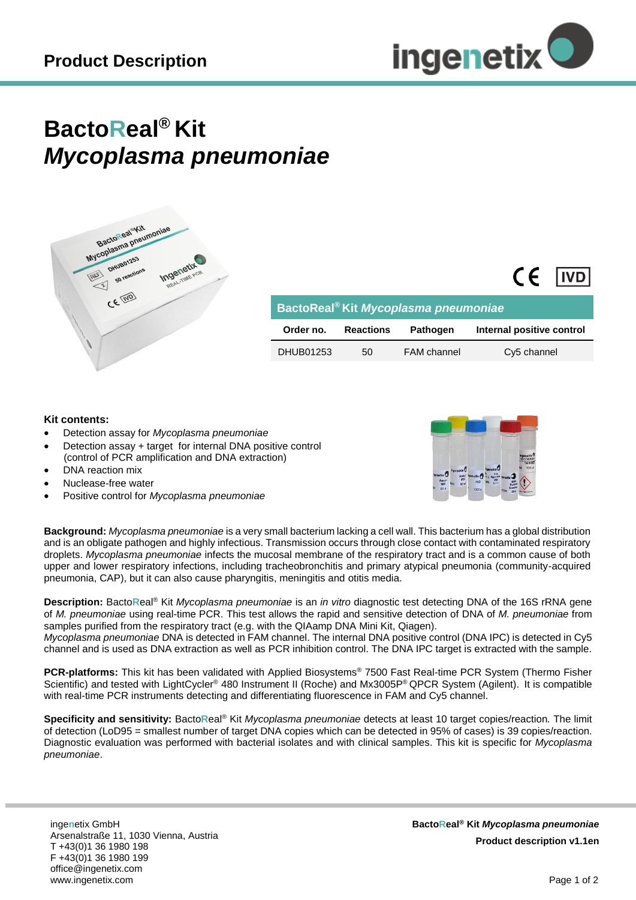# Product Description

# BactoReal® Kit *Mycoplasma pneumoniae*

| BactoReal® Kit *Mycoplasma pneumoniae* | | | |
|---|---|---|---|
| **Order no.** | **Reactions** | **Pathogen** | **Internal positive control** |
| DHUB01253 | 50 | FAM channel | Cy5 channel |

**Kit contents:**

- Detection assay for *Mycoplasma pneumoniae*
- Detection assay + target for internal DNA positive control (control of PCR amplification and DNA extraction)
- DNA reaction mix
- Nuclease-free water
- Positive control for *Mycoplasma pneumoniae*

**Background:** *Mycoplasma pneumoniae* is a very small bacterium lacking a cell wall. This bacterium has a global distribution and is an obligate pathogen and highly infectious. Transmission occurs through close contact with contaminated respiratory droplets. *Mycoplasma pneumoniae* infects the mucosal membrane of the respiratory tract and is a common cause of both upper and lower respiratory infections, including tracheobronchitis and primary atypical pneumonia (community-acquired pneumonia, CAP), but it can also cause pharyngitis, meningitis and otitis media.

**Description:** BactoReal® Kit *Mycoplasma pneumoniae* is an *in vitro* diagnostic test detecting DNA of the 16S rRNA gene of *M. pneumoniae* using real-time PCR. This test allows the rapid and sensitive detection of DNA of *M. pneumoniae* from samples purified from the respiratory tract (e.g. with the QIAamp DNA Mini Kit, Qiagen).
*Mycoplasma pneumoniae* DNA is detected in FAM channel. The internal DNA positive control (DNA IPC) is detected in Cy5 channel and is used as DNA extraction as well as PCR inhibition control. The DNA IPC target is extracted with the sample.

**PCR-platforms:** This kit has been validated with Applied Biosystems® 7500 Fast Real-time PCR System (Thermo Fisher Scientific) and tested with LightCycler® 480 Instrument II (Roche) and Mx3005P® QPCR System (Agilent). It is compatible with real-time PCR instruments detecting and differentiating fluorescence in FAM and Cy5 channel.

**Specificity and sensitivity:** BactoReal® Kit *Mycoplasma pneumoniae* detects at least 10 target copies/reaction. The limit of detection (LoD95 = smallest number of target DNA copies which can be detected in 95% of cases) is 39 copies/reaction. Diagnostic evaluation was performed with bacterial isolates and with clinical samples. This kit is specific for *Mycoplasma pneumoniae*.

ingenetix GmbH
Arsenalstraße 11, 1030 Vienna, Austria
T +43(0)1 36 1980 198
F +43(0)1 36 1980 199
office@ingenetix.com
www.ingenetix.com

**BactoReal® Kit *Mycoplasma pneumoniae***
**Product description v1.1en**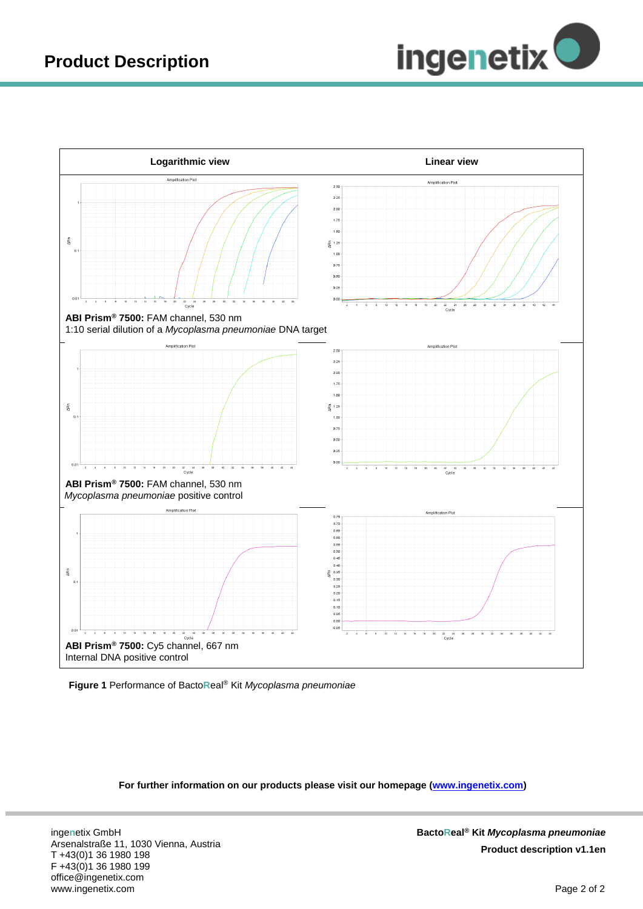# Product Description

| Logarithmic view | Linear view |
|---|---|

**ABI Prism® 7500:** FAM channel, 530 nm
1:10 serial dilution of a *Mycoplasma pneumoniae* DNA target

**ABI Prism® 7500:** FAM channel, 530 nm
*Mycoplasma pneumoniae* positive control

**ABI Prism® 7500:** Cy5 channel, 667 nm
Internal DNA positive control

**Figure 1** Performance of BactoReal® Kit *Mycoplasma pneumoniae*

**For further information on our products please visit our homepage (www.ingenetix.com)**

ingenetix GmbH
Arsenalstraße 11, 1030 Vienna, Austria
T +43(0)1 36 1980 198
F +43(0)1 36 1980 199
office@ingenetix.com
www.ingenetix.com

**BactoReal® Kit *Mycoplasma pneumoniae***
**Product description v1.1en**